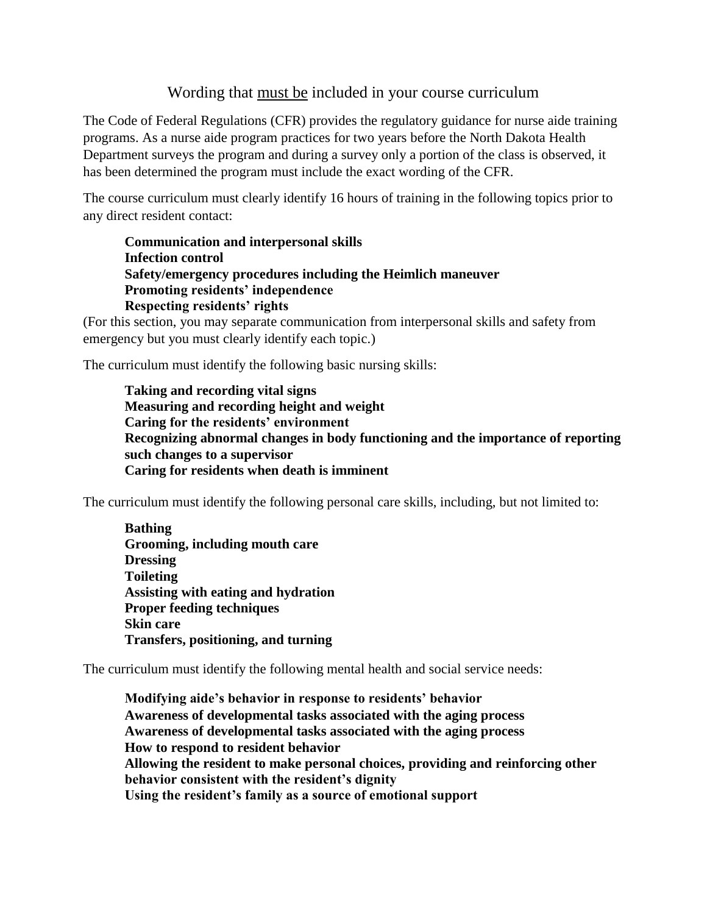# Wording that <u>must be</u> included in your course curriculum

The Code of Federal Regulations (CFR) provides the regulatory guidance for nurse aide training programs. As a nurse aide program practices for two years before the North Dakota Health Department surveys the program and during a survey only a portion of the class is observed, it has been determined the program must include the exact wording of the CFR.

The course curriculum must clearly identify 16 hours of training in the following topics prior to any direct resident contact:

> **Communication and interpersonal skills**
> **Infection control**
> **Safety/emergency procedures including the Heimlich maneuver**
> **Promoting residents' independence**
> **Respecting residents' rights**

(For this section, you may separate communication from interpersonal skills and safety from emergency but you must clearly identify each topic.)

The curriculum must identify the following basic nursing skills:

> **Taking and recording vital signs**
> **Measuring and recording height and weight**
> **Caring for the residents' environment**
> **Recognizing abnormal changes in body functioning and the importance of reporting such changes to a supervisor**
> **Caring for residents when death is imminent**

The curriculum must identify the following personal care skills, including, but not limited to:

> **Bathing**
> **Grooming, including mouth care**
> **Dressing**
> **Toileting**
> **Assisting with eating and hydration**
> **Proper feeding techniques**
> **Skin care**
> **Transfers, positioning, and turning**

The curriculum must identify the following mental health and social service needs:

> **Modifying aide's behavior in response to residents' behavior**
> **Awareness of developmental tasks associated with the aging process**
> **Awareness of developmental tasks associated with the aging process**
> **How to respond to resident behavior**
> **Allowing the resident to make personal choices, providing and reinforcing other behavior consistent with the resident's dignity**
> **Using the resident's family as a source of emotional support**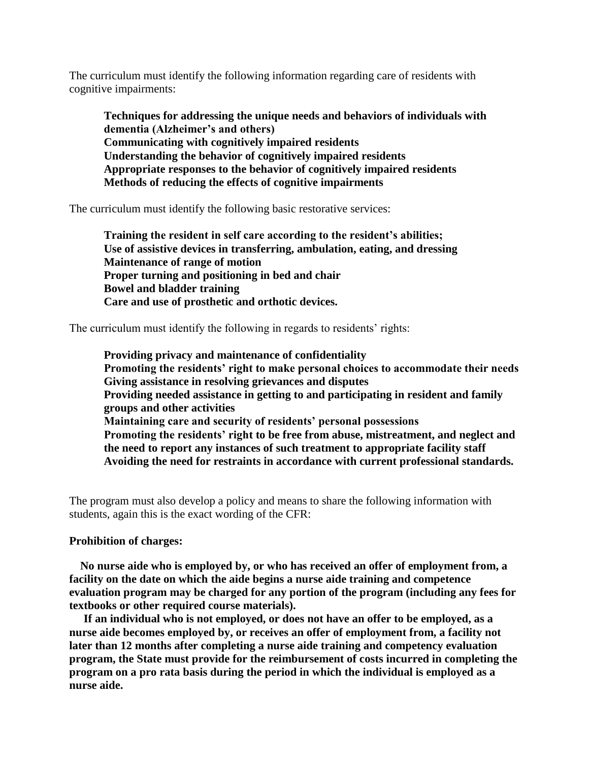The curriculum must identify the following information regarding care of residents with cognitive impairments:

**Techniques for addressing the unique needs and behaviors of individuals with dementia (Alzheimer's and others)**
**Communicating with cognitively impaired residents**
**Understanding the behavior of cognitively impaired residents**
**Appropriate responses to the behavior of cognitively impaired residents**
**Methods of reducing the effects of cognitive impairments**

The curriculum must identify the following basic restorative services:

**Training the resident in self care according to the resident's abilities;**
**Use of assistive devices in transferring, ambulation, eating, and dressing**
**Maintenance of range of motion**
**Proper turning and positioning in bed and chair**
**Bowel and bladder training**
**Care and use of prosthetic and orthotic devices.**

The curriculum must identify the following in regards to residents' rights:

**Providing privacy and maintenance of confidentiality**
**Promoting the residents' right to make personal choices to accommodate their needs**
**Giving assistance in resolving grievances and disputes**
**Providing needed assistance in getting to and participating in resident and family groups and other activities**
**Maintaining care and security of residents' personal possessions**
**Promoting the residents' right to be free from abuse, mistreatment, and neglect and the need to report any instances of such treatment to appropriate facility staff**
**Avoiding the need for restraints in accordance with current professional standards.**

The program must also develop a policy and means to share the following information with students, again this is the exact wording of the CFR:

**Prohibition of charges:**

**No nurse aide who is employed by, or who has received an offer of employment from, a facility on the date on which the aide begins a nurse aide training and competence evaluation program may be charged for any portion of the program (including any fees for textbooks or other required course materials).**

**If an individual who is not employed, or does not have an offer to be employed, as a nurse aide becomes employed by, or receives an offer of employment from, a facility not later than 12 months after completing a nurse aide training and competency evaluation program, the State must provide for the reimbursement of costs incurred in completing the program on a pro rata basis during the period in which the individual is employed as a nurse aide.**